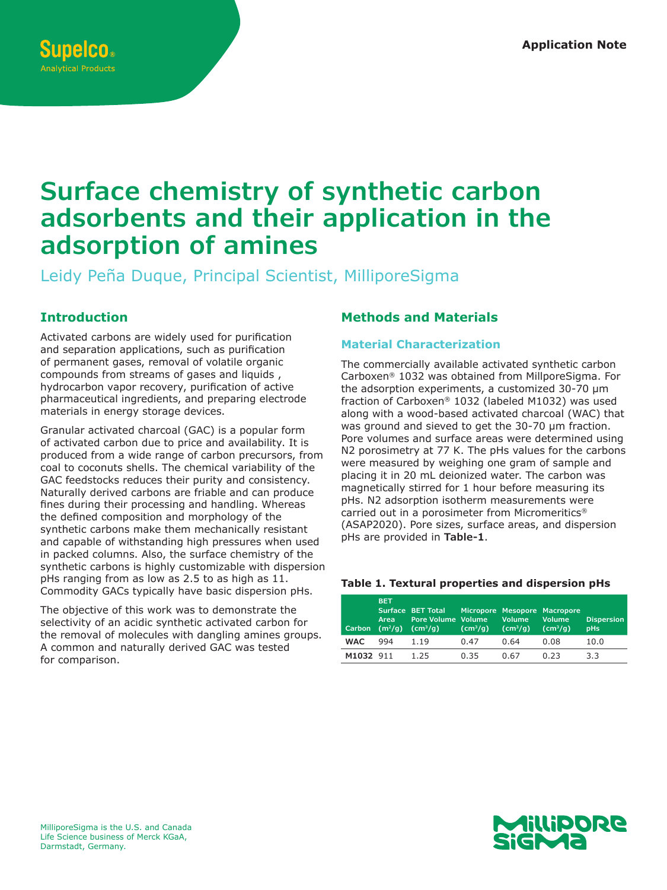Application Note

# Surface chemistry of synthetic carbon adsorbents and their application in the adsorption of amines

Leidy Peña Duque, Principal Scientist, MilliporeSigma

## Introduction

Activated carbons are widely used for purification and separation applications, such as purification of permanent gases, removal of volatile organic compounds from streams of gases and liquids , hydrocarbon vapor recovery, purification of active pharmaceutical ingredients, and preparing electrode materials in energy storage devices.

Granular activated charcoal (GAC) is a popular form of activated carbon due to price and availability. It is produced from a wide range of carbon precursors, from coal to coconuts shells. The chemical variability of the GAC feedstocks reduces their purity and consistency. Naturally derived carbons are friable and can produce fines during their processing and handling. Whereas the defined composition and morphology of the synthetic carbons make them mechanically resistant and capable of withstanding high pressures when used in packed columns. Also, the surface chemistry of the synthetic carbons is highly customizable with dispersion pHs ranging from as low as 2.5 to as high as 11. Commodity GACs typically have basic dispersion pHs.

The objective of this work was to demonstrate the selectivity of an acidic synthetic activated carbon for the removal of molecules with dangling amines groups. A common and naturally derived GAC was tested for comparison.

## Methods and Materials

### Material Characterization

The commercially available activated synthetic carbon Carboxen® 1032 was obtained from MillporeSigma. For the adsorption experiments, a customized 30-70 µm fraction of Carboxen® 1032 (labeled M1032) was used along with a wood-based activated charcoal (WAC) that was ground and sieved to get the 30-70 µm fraction. Pore volumes and surface areas were determined using N2 porosimetry at 77 K. The pHs values for the carbons were measured by weighing one gram of sample and placing it in 20 mL deionized water. The carbon was magnetically stirred for 1 hour before measuring its pHs. N2 adsorption isotherm measurements were carried out in a porosimeter from Micromeritics® (ASAP2020). Pore sizes, surface areas, and dispersion pHs are provided in **Table-1**.

**Table 1. Textural properties and dispersion pHs**

| Carbon | BET Surface Area ($m^2/g$) | BET Total Pore Volume ($cm^3/g$) | Micropore Volume ($cm^3/g$) | Mesopore Volume ($cm^3/g$) | Macropore Volume ($cm^3/g$) | Dispersion pHs |
|---|---|---|---|---|---|---|
| **WAC** | 994 | 1.19 | 0.47 | 0.64 | 0.08 | 10.0 |
| **M1032** | 911 | 1.25 | 0.35 | 0.67 | 0.23 | 3.3 |

MilliporeSigma is the U.S. and Canada Life Science business of Merck KGaA, Darmstadt, Germany.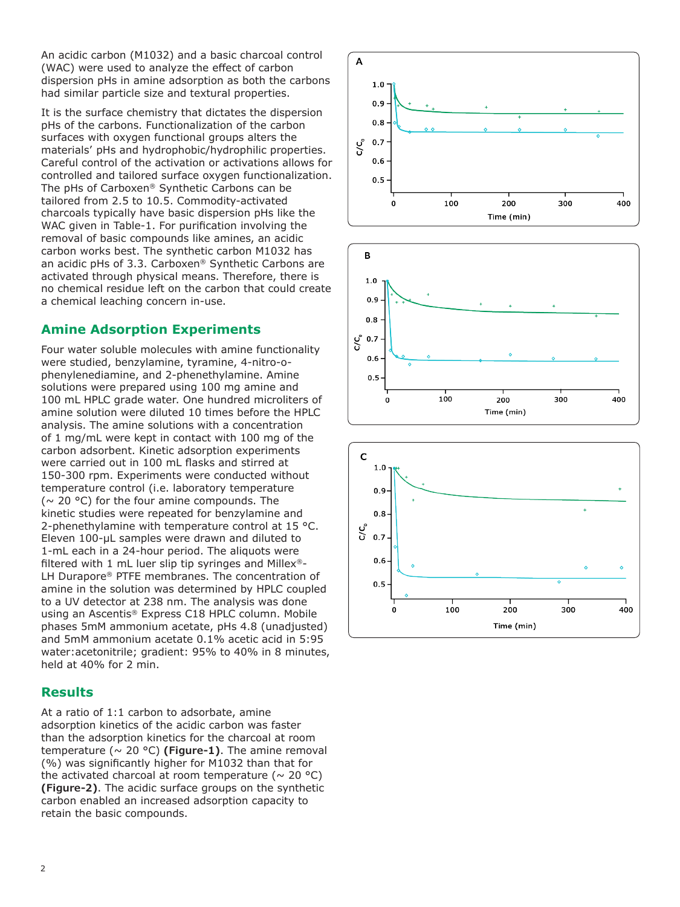An acidic carbon (M1032) and a basic charcoal control (WAC) were used to analyze the effect of carbon dispersion pHs in amine adsorption as both the carbons had similar particle size and textural properties.

It is the surface chemistry that dictates the dispersion pHs of the carbons. Functionalization of the carbon surfaces with oxygen functional groups alters the materials' pHs and hydrophobic/hydrophilic properties. Careful control of the activation or activations allows for controlled and tailored surface oxygen functionalization. The pHs of Carboxen® Synthetic Carbons can be tailored from 2.5 to 10.5. Commodity-activated charcoals typically have basic dispersion pHs like the WAC given in Table-1. For purification involving the removal of basic compounds like amines, an acidic carbon works best. The synthetic carbon M1032 has an acidic pHs of 3.3. Carboxen® Synthetic Carbons are activated through physical means. Therefore, there is no chemical residue left on the carbon that could create a chemical leaching concern in-use.

## Amine Adsorption Experiments

Four water soluble molecules with amine functionality were studied, benzylamine, tyramine, 4-nitro-o-phenylenediamine, and 2-phenethylamine. Amine solutions were prepared using 100 mg amine and 100 mL HPLC grade water. One hundred microliters of amine solution were diluted 10 times before the HPLC analysis. The amine solutions with a concentration of 1 mg/mL were kept in contact with 100 mg of the carbon adsorbent. Kinetic adsorption experiments were carried out in 100 mL flasks and stirred at 150-300 rpm. Experiments were conducted without temperature control (i.e. laboratory temperature (~ 20 °C) for the four amine compounds. The kinetic studies were repeated for benzylamine and 2-phenethylamine with temperature control at 15 °C. Eleven 100-µL samples were drawn and diluted to 1-mL each in a 24-hour period. The aliquots were filtered with 1 mL luer slip tip syringes and Millex®-LH Durapore® PTFE membranes. The concentration of amine in the solution was determined by HPLC coupled to a UV detector at 238 nm. The analysis was done using an Ascentis® Express C18 HPLC column. Mobile phases 5mM ammonium acetate, pHs 4.8 (unadjusted) and 5mM ammonium acetate 0.1% acetic acid in 5:95 water:acetonitrile; gradient: 95% to 40% in 8 minutes, held at 40% for 2 min.

## Results

At a ratio of 1:1 carbon to adsorbate, amine adsorption kinetics of the acidic carbon was faster than the adsorption kinetics for the charcoal at room temperature (~ 20 °C) **(Figure-1)**. The amine removal (%) was significantly higher for M1032 than that for the activated charcoal at room temperature (~ 20 °C) **(Figure-2)**. The acidic surface groups on the synthetic carbon enabled an increased adsorption capacity to retain the basic compounds.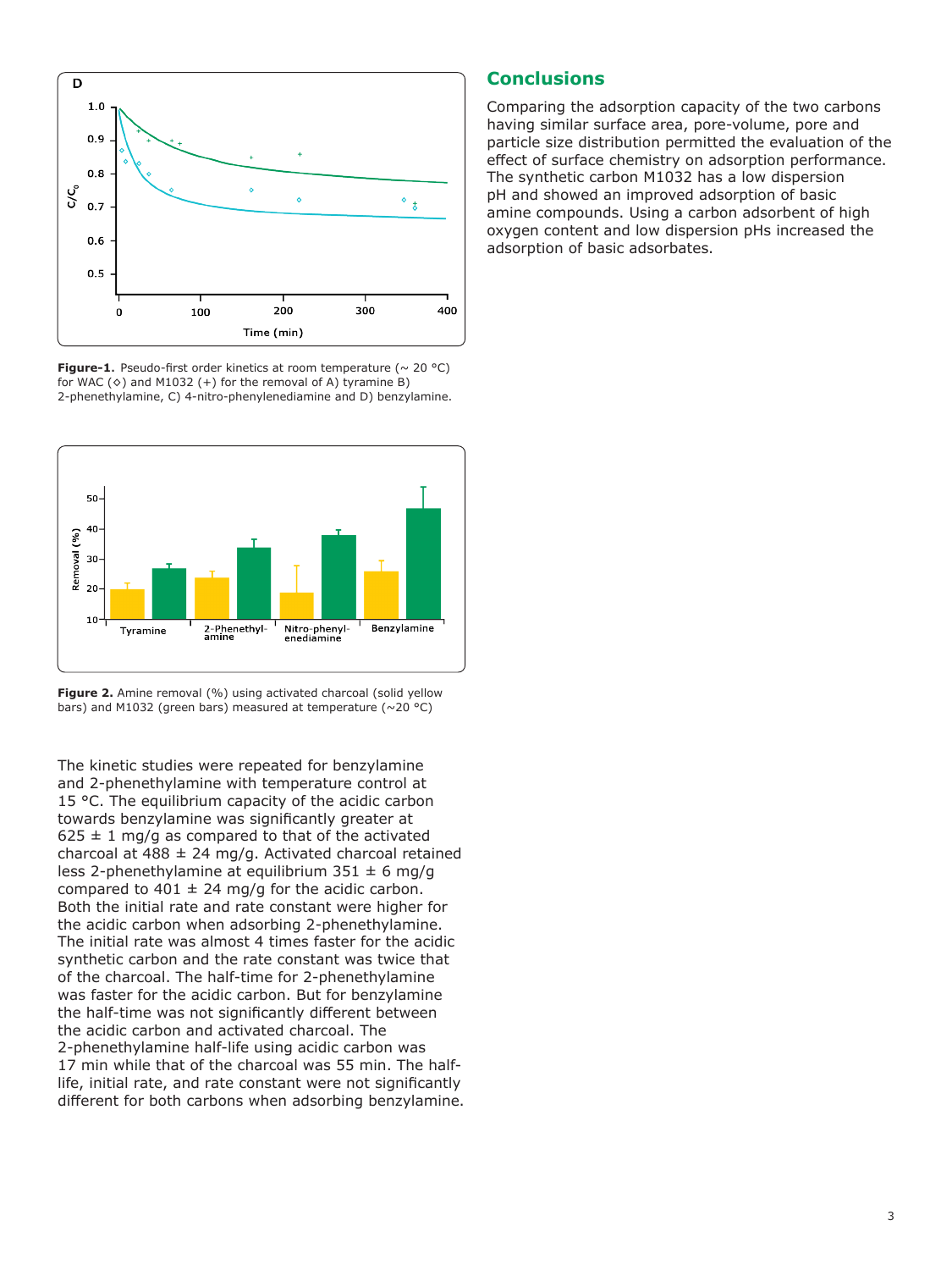Figure-1. Pseudo-first order kinetics at room temperature (~ 20 °C) for WAC (◇) and M1032 (+) for the removal of A) tyramine B) 2-phenethylamine, C) 4-nitro-phenylenediamine and D) benzylamine.

Figure 2. Amine removal (%) using activated charcoal (solid yellow bars) and M1032 (green bars) measured at temperature (~20 °C)

The kinetic studies were repeated for benzylamine and 2-phenethylamine with temperature control at 15 °C. The equilibrium capacity of the acidic carbon towards benzylamine was significantly greater at 625 ± 1 mg/g as compared to that of the activated charcoal at 488 ± 24 mg/g. Activated charcoal retained less 2-phenethylamine at equilibrium 351 ± 6 mg/g compared to 401 ± 24 mg/g for the acidic carbon. Both the initial rate and rate constant were higher for the acidic carbon when adsorbing 2-phenethylamine. The initial rate was almost 4 times faster for the acidic synthetic carbon and the rate constant was twice that of the charcoal. The half-time for 2-phenethylamine was faster for the acidic carbon. But for benzylamine the half-time was not significantly different between the acidic carbon and activated charcoal. The 2-phenethylamine half-life using acidic carbon was 17 min while that of the charcoal was 55 min. The half-life, initial rate, and rate constant were not significantly different for both carbons when adsorbing benzylamine.

## Conclusions

Comparing the adsorption capacity of the two carbons having similar surface area, pore-volume, pore and particle size distribution permitted the evaluation of the effect of surface chemistry on adsorption performance. The synthetic carbon M1032 has a low dispersion pH and showed an improved adsorption of basic amine compounds. Using a carbon adsorbent of high oxygen content and low dispersion pHs increased the adsorption of basic adsorbates.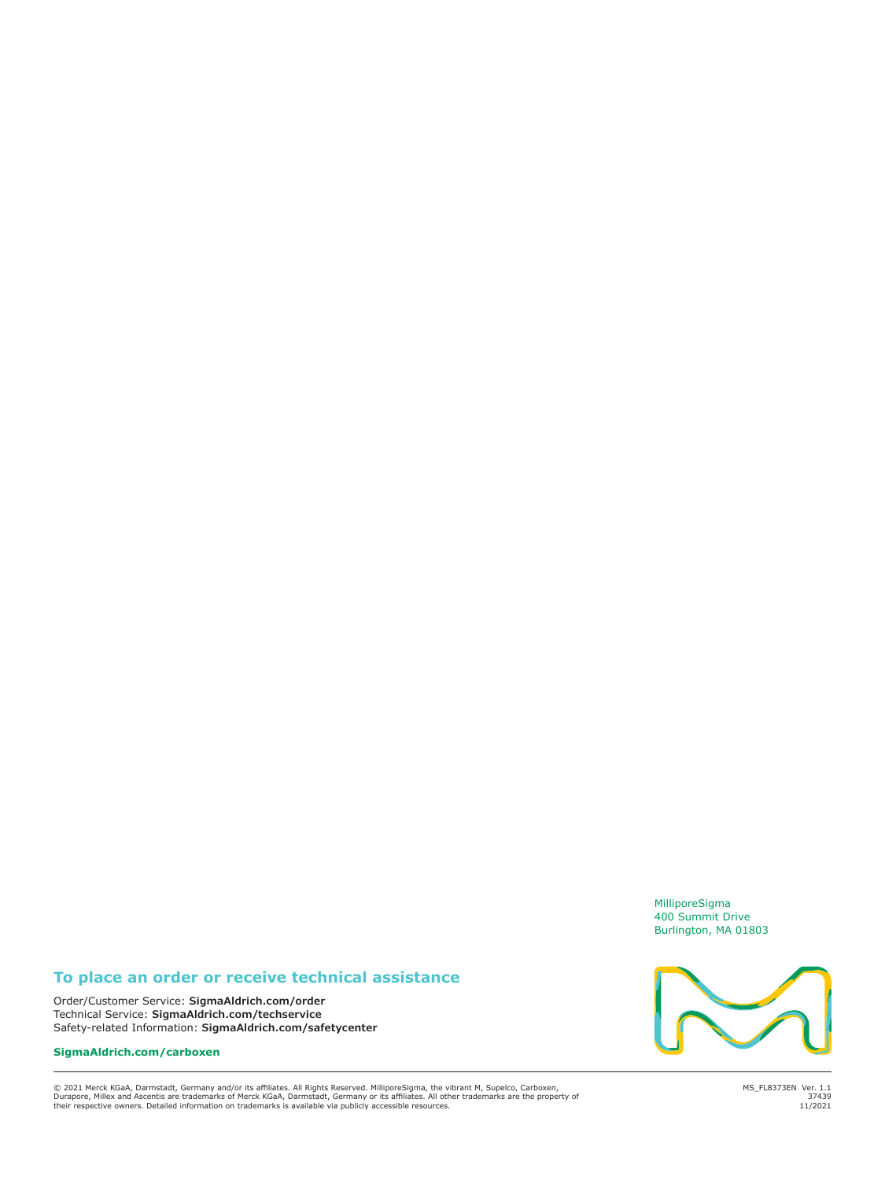MilliporeSigma
400 Summit Drive
Burlington, MA 01803

## To place an order or receive technical assistance

Order/Customer Service: **SigmaAldrich.com/order**
Technical Service: **SigmaAldrich.com/techservice**
Safety-related Information: **SigmaAldrich.com/safetycenter**

**SigmaAldrich.com/carboxen**

© 2021 Merck KGaA, Darmstadt, Germany and/or its affiliates. All Rights Reserved. MilliporeSigma, the vibrant M, Supelco, Carboxen, Durapore, Millex and Ascentis are trademarks of Merck KGaA, Darmstadt, Germany or its affiliates. All other trademarks are the property of their respective owners. Detailed information on trademarks is available via publicly accessible resources.

MS_FL8373EN Ver. 1.1
37439
11/2021